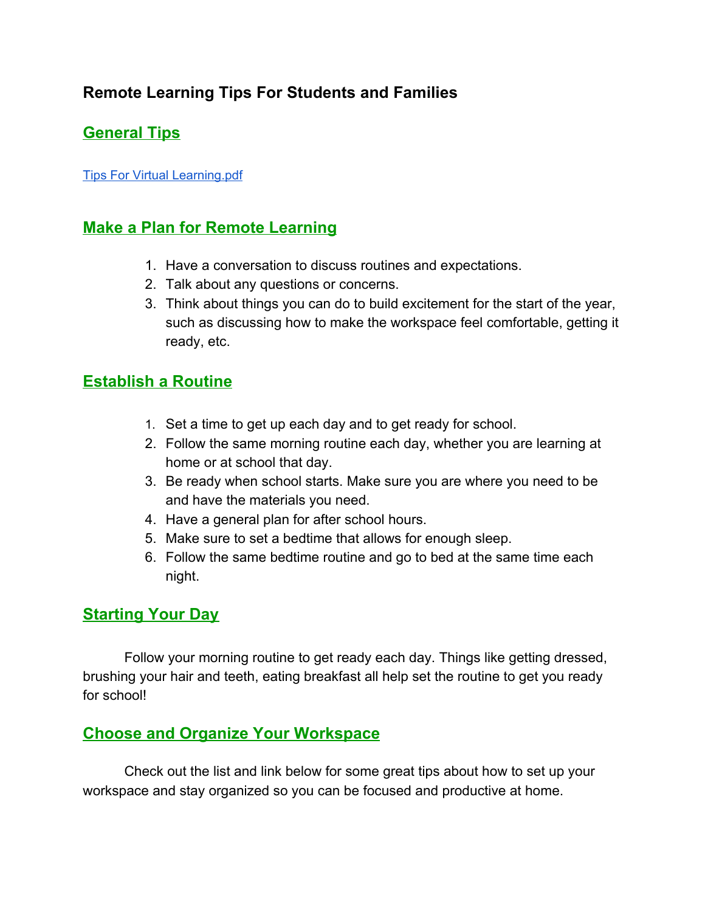# Remote Learning Tips For Students and Families

## General Tips

[Tips For Virtual Learning.pdf]

## Make a Plan for Remote Learning

1. Have a conversation to discuss routines and expectations.
2. Talk about any questions or concerns.
3. Think about things you can do to build excitement for the start of the year, such as discussing how to make the workspace feel comfortable, getting it ready, etc.

## Establish a Routine

1. Set a time to get up each day and to get ready for school.
2. Follow the same morning routine each day, whether you are learning at home or at school that day.
3. Be ready when school starts. Make sure you are where you need to be and have the materials you need.
4. Have a general plan for after school hours.
5. Make sure to set a bedtime that allows for enough sleep.
6. Follow the same bedtime routine and go to bed at the same time each night.

## Starting Your Day

Follow your morning routine to get ready each day. Things like getting dressed, brushing your hair and teeth, eating breakfast all help set the routine to get you ready for school!

## Choose and Organize Your Workspace

Check out the list and link below for some great tips about how to set up your workspace and stay organized so you can be focused and productive at home.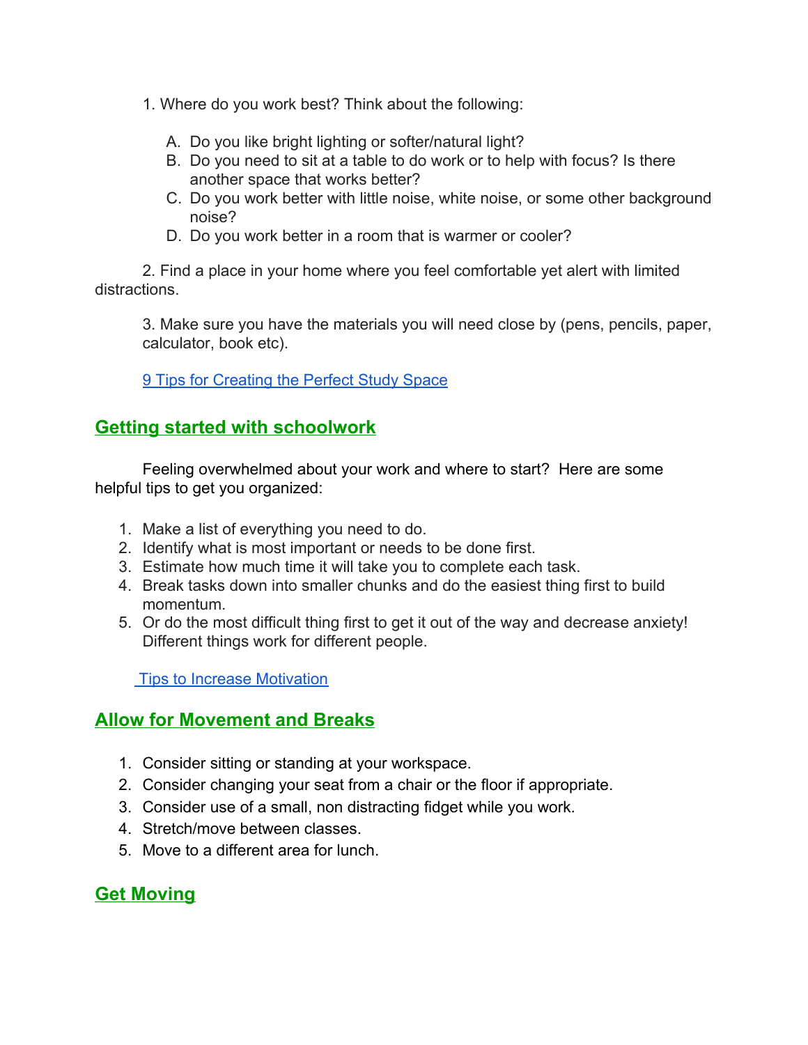1. Where do you work best? Think about the following:

   A. Do you like bright lighting or softer/natural light?
   B. Do you need to sit at a table to do work or to help with focus? Is there another space that works better?
   C. Do you work better with little noise, white noise, or some other background noise?
   D. Do you work better in a room that is warmer or cooler?

2. Find a place in your home where you feel comfortable yet alert with limited distractions.

3. Make sure you have the materials you will need close by (pens, pencils, paper, calculator, book etc).

[9 Tips for Creating the Perfect Study Space]

## Getting started with schoolwork

Feeling overwhelmed about your work and where to start? Here are some helpful tips to get you organized:

1. Make a list of everything you need to do.
2. Identify what is most important or needs to be done first.
3. Estimate how much time it will take you to complete each task.
4. Break tasks down into smaller chunks and do the easiest thing first to build momentum.
5. Or do the most difficult thing first to get it out of the way and decrease anxiety! Different things work for different people.

[Tips to Increase Motivation]

## Allow for Movement and Breaks

1. Consider sitting or standing at your workspace.
2. Consider changing your seat from a chair or the floor if appropriate.
3. Consider use of a small, non distracting fidget while you work.
4. Stretch/move between classes.
5. Move to a different area for lunch.

## Get Moving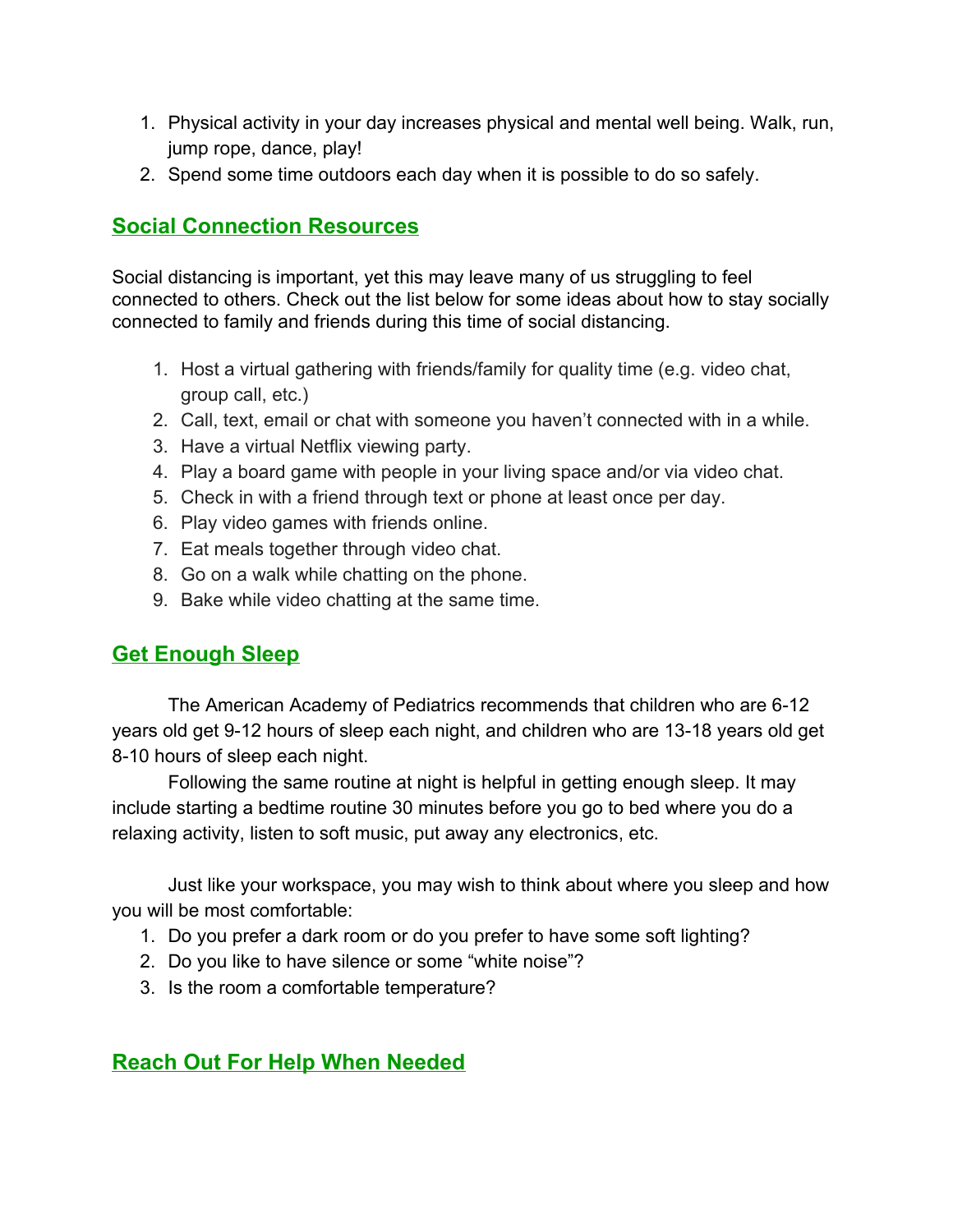1. Physical activity in your day increases physical and mental well being. Walk, run, jump rope, dance, play!
2. Spend some time outdoors each day when it is possible to do so safely.

## Social Connection Resources

Social distancing is important, yet this may leave many of us struggling to feel connected to others. Check out the list below for some ideas about how to stay socially connected to family and friends during this time of social distancing.

1. Host a virtual gathering with friends/family for quality time (e.g. video chat, group call, etc.)
2. Call, text, email or chat with someone you haven't connected with in a while.
3. Have a virtual Netflix viewing party.
4. Play a board game with people in your living space and/or via video chat.
5. Check in with a friend through text or phone at least once per day.
6. Play video games with friends online.
7. Eat meals together through video chat.
8. Go on a walk while chatting on the phone.
9. Bake while video chatting at the same time.

## Get Enough Sleep

The American Academy of Pediatrics recommends that children who are 6-12 years old get 9-12 hours of sleep each night, and children who are 13-18 years old get 8-10 hours of sleep each night.

Following the same routine at night is helpful in getting enough sleep. It may include starting a bedtime routine 30 minutes before you go to bed where you do a relaxing activity, listen to soft music, put away any electronics, etc.

Just like your workspace, you may wish to think about where you sleep and how you will be most comfortable:

1. Do you prefer a dark room or do you prefer to have some soft lighting?
2. Do you like to have silence or some "white noise"?
3. Is the room a comfortable temperature?

## Reach Out For Help When Needed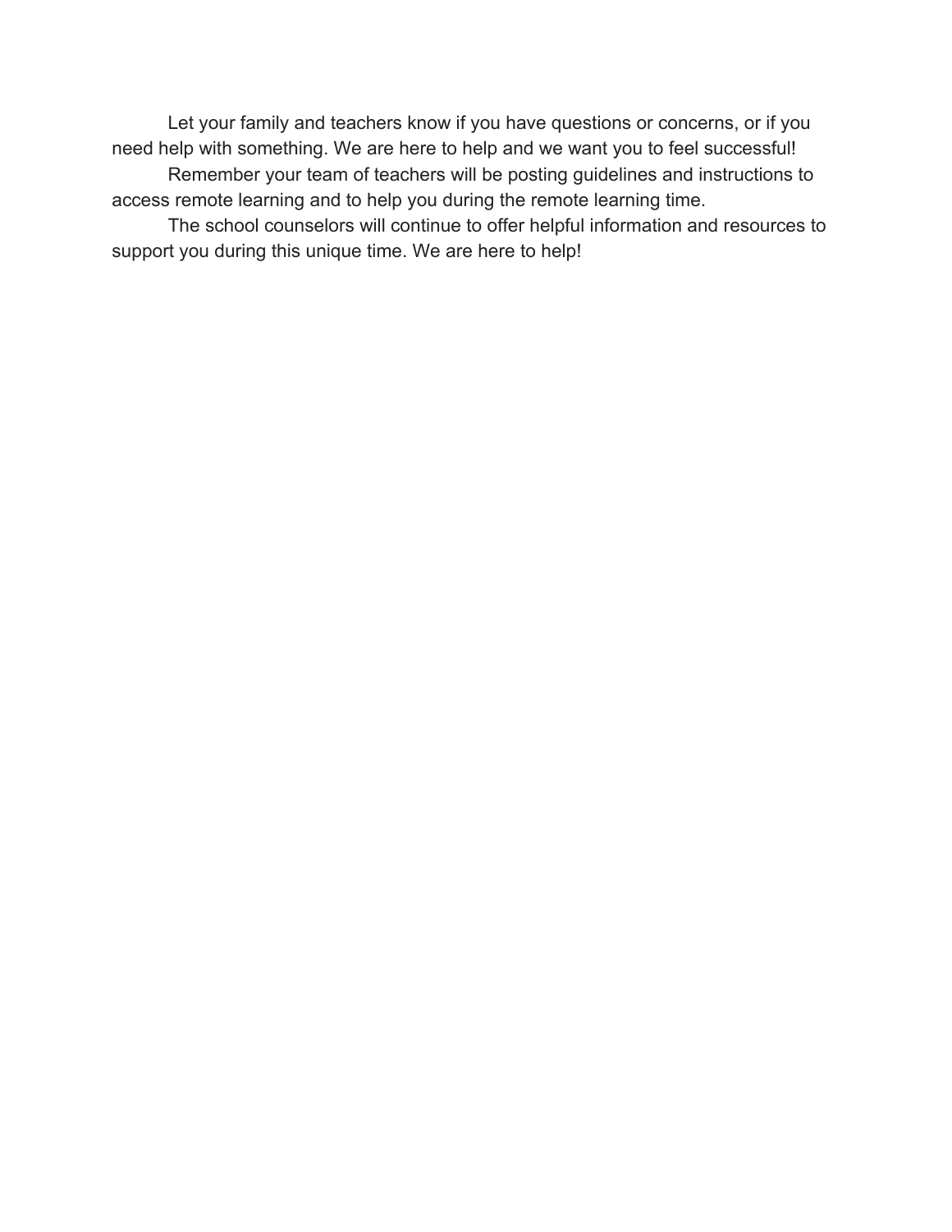Let your family and teachers know if you have questions or concerns, or if you need help with something. We are here to help and we want you to feel successful!

Remember your team of teachers will be posting guidelines and instructions to access remote learning and to help you during the remote learning time.

The school counselors will continue to offer helpful information and resources to support you during this unique time. We are here to help!